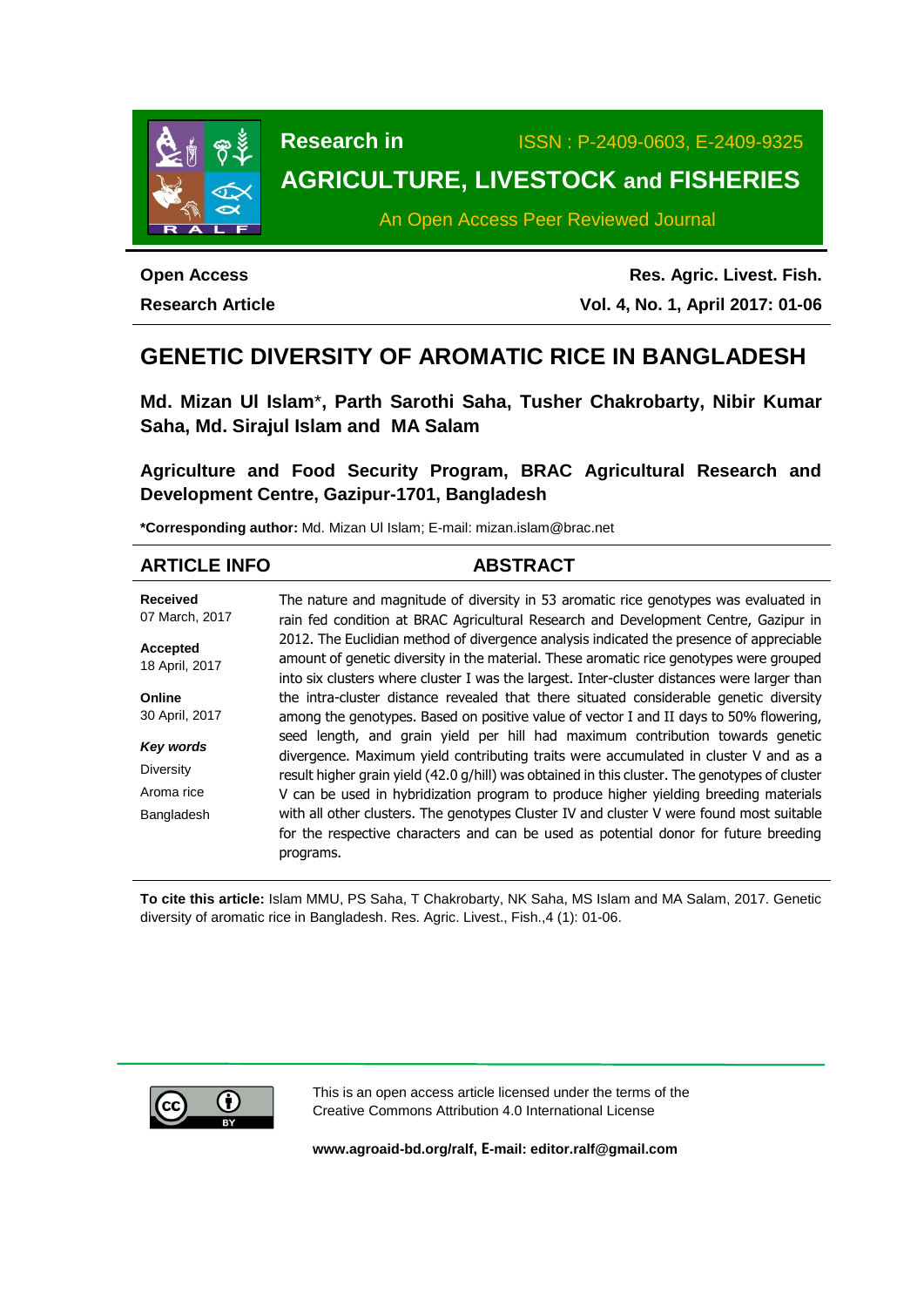Research in AGRICULTURE, LIVESTOCK and FISHERIES

ISSN : P-2409-0603, E-2409-9325

An Open Access Peer Reviewed Journal

**Open Access**
**Research Article**

**Res. Agric. Livest. Fish.**
**Vol. 4, No. 1, April 2017: 01-06**

# GENETIC DIVERSITY OF AROMATIC RICE IN BANGLADESH

**Md. Mizan Ul Islam*, Parth Sarothi Saha, Tusher Chakrobarty, Nibir Kumar Saha, Md. Sirajul Islam and MA Salam**

**Agriculture and Food Security Program, BRAC Agricultural Research and Development Centre, Gazipur-1701, Bangladesh**

***Corresponding author:** Md. Mizan Ul Islam; E-mail: mizan.islam@brac.net

## ARTICLE INFO

**Received**
07 March, 2017

**Accepted**
18 April, 2017

**Online**
30 April, 2017

***Key words***
Diversity
Aroma rice
Bangladesh

## ABSTRACT

The nature and magnitude of diversity in 53 aromatic rice genotypes was evaluated in rain fed condition at BRAC Agricultural Research and Development Centre, Gazipur in 2012. The Euclidian method of divergence analysis indicated the presence of appreciable amount of genetic diversity in the material. These aromatic rice genotypes were grouped into six clusters where cluster I was the largest. Inter-cluster distances were larger than the intra-cluster distance revealed that there situated considerable genetic diversity among the genotypes. Based on positive value of vector I and II days to 50% flowering, seed length, and grain yield per hill had maximum contribution towards genetic divergence. Maximum yield contributing traits were accumulated in cluster V and as a result higher grain yield (42.0 g/hill) was obtained in this cluster. The genotypes of cluster V can be used in hybridization program to produce higher yielding breeding materials with all other clusters. The genotypes Cluster IV and cluster V were found most suitable for the respective characters and can be used as potential donor for future breeding programs.

**To cite this article:** Islam MMU, PS Saha, T Chakrobarty, NK Saha, MS Islam and MA Salam, 2017. Genetic diversity of aromatic rice in Bangladesh. Res. Agric. Livest., Fish.,4 (1): 01-06.

This is an open access article licensed under the terms of the Creative Commons Attribution 4.0 International License

**www.agroaid-bd.org/ralf, E-mail: editor.ralf@gmail.com**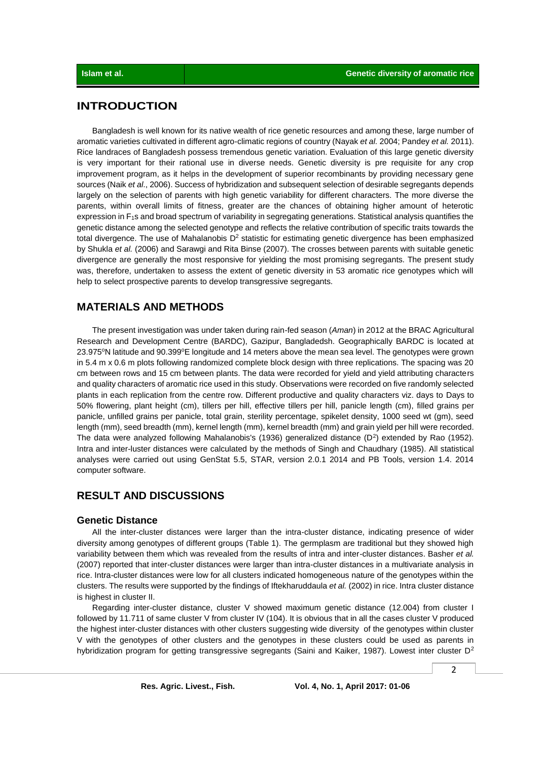## INTRODUCTION

Bangladesh is well known for its native wealth of rice genetic resources and among these, large number of aromatic varieties cultivated in different agro-climatic regions of country (Nayak *et al.* 2004; Pandey *et al.* 2011). Rice landraces of Bangladesh possess tremendous genetic variation. Evaluation of this large genetic diversity is very important for their rational use in diverse needs. Genetic diversity is pre requisite for any crop improvement program, as it helps in the development of superior recombinants by providing necessary gene sources (Naik *et al.*, 2006). Success of hybridization and subsequent selection of desirable segregants depends largely on the selection of parents with high genetic variability for different characters. The more diverse the parents, within overall limits of fitness, greater are the chances of obtaining higher amount of heterotic expression in $F_1$s and broad spectrum of variability in segregating generations. Statistical analysis quantifies the genetic distance among the selected genotype and reflects the relative contribution of specific traits towards the total divergence. The use of Mahalanobis $D^2$ statistic for estimating genetic divergence has been emphasized by Shukla *et al.* (2006) and Sarawgi and Rita Binse (2007). The crosses between parents with suitable genetic divergence are generally the most responsive for yielding the most promising segregants. The present study was, therefore, undertaken to assess the extent of genetic diversity in 53 aromatic rice genotypes which will help to select prospective parents to develop transgressive segregants.

## MATERIALS AND METHODS

The present investigation was under taken during rain-fed season (*Aman*) in 2012 at the BRAC Agricultural Research and Development Centre (BARDC), Gazipur, Bangladedsh. Geographically BARDC is located at 23.975°N latitude and 90.399°E longitude and 14 meters above the mean sea level. The genotypes were grown in 5.4 m x 0.6 m plots following randomized complete block design with three replications. The spacing was 20 cm between rows and 15 cm between plants. The data were recorded for yield and yield attributing characters and quality characters of aromatic rice used in this study. Observations were recorded on five randomly selected plants in each replication from the centre row. Different productive and quality characters viz. days to Days to 50% flowering, plant height (cm), tillers per hill, effective tillers per hill, panicle length (cm), filled grains per panicle, unfilled grains per panicle, total grain, sterility percentage, spikelet density, 1000 seed wt (gm), seed length (mm), seed breadth (mm), kernel length (mm), kernel breadth (mm) and grain yield per hill were recorded. The data were analyzed following Mahalanobis's (1936) generalized distance ($D^2$) extended by Rao (1952). Intra and inter-luster distances were calculated by the methods of Singh and Chaudhary (1985). All statistical analyses were carried out using GenStat 5.5, STAR, version 2.0.1 2014 and PB Tools, version 1.4. 2014 computer software.

## RESULT AND DISCUSSIONS

### Genetic Distance

All the inter-cluster distances were larger than the intra-cluster distance, indicating presence of wider diversity among genotypes of different groups (Table 1). The germplasm are traditional but they showed high variability between them which was revealed from the results of intra and inter-cluster distances. Basher *et al.* (2007) reported that inter-cluster distances were larger than intra-cluster distances in a multivariate analysis in rice. Intra-cluster distances were low for all clusters indicated homogeneous nature of the genotypes within the clusters. The results were supported by the findings of Iftekharuddaula *et al.* (2002) in rice. Intra cluster distance is highest in cluster II.

Regarding inter-cluster distance, cluster V showed maximum genetic distance (12.004) from cluster I followed by 11.711 of same cluster V from cluster IV (104). It is obvious that in all the cases cluster V produced the highest inter-cluster distances with other clusters suggesting wide diversity of the genotypes within cluster V with the genotypes of other clusters and the genotypes in these clusters could be used as parents in hybridization program for getting transgressive segregants (Saini and Kaiker, 1987). Lowest inter cluster $D^2$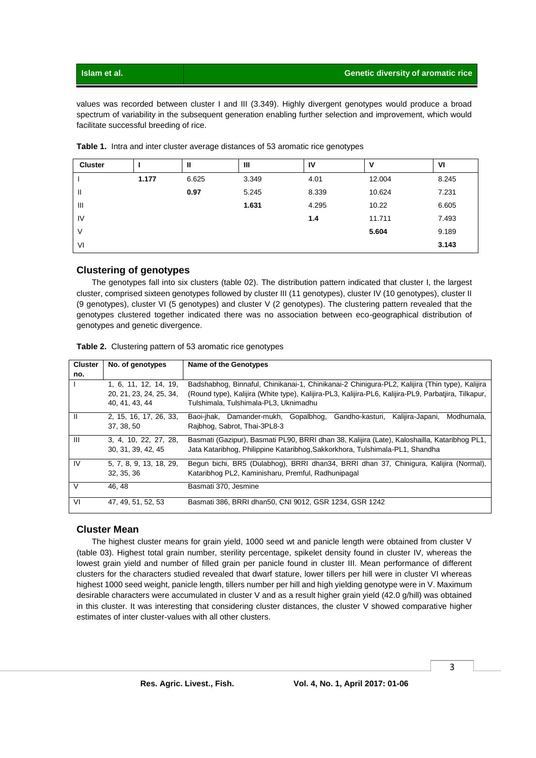values was recorded between cluster I and III (3.349). Highly divergent genotypes would produce a broad spectrum of variability in the subsequent generation enabling further selection and improvement, which would facilitate successful breeding of rice.

**Table 1.** Intra and inter cluster average distances of 53 aromatic rice genotypes

| Cluster | I | II | III | IV | V | VI |
|---|---|---|---|---|---|---|
| I | **1.177** | 6.625 | 3.349 | 4.01 | 12.004 | 8.245 |
| II | | **0.97** | 5.245 | 8.339 | 10.624 | 7.231 |
| III | | | **1.631** | 4.295 | 10.22 | 6.605 |
| IV | | | | **1.4** | 11.711 | 7.493 |
| V | | | | | **5.604** | 9.189 |
| VI | | | | | | **3.143** |

## Clustering of genotypes

The genotypes fall into six clusters (table 02). The distribution pattern indicated that cluster I, the largest cluster, comprised sixteen genotypes followed by cluster III (11 genotypes), cluster IV (10 genotypes), cluster II (9 genotypes), cluster VI (5 genotypes) and cluster V (2 genotypes). The clustering pattern revealed that the genotypes clustered together indicated there was no association between eco-geographical distribution of genotypes and genetic divergence.

**Table 2.** Clustering pattern of 53 aromatic rice genotypes

| Cluster no. | No. of genotypes | Name of the Genotypes |
|---|---|---|
| I | 1, 6, 11, 12, 14, 19, 20, 21, 23, 24, 25, 34, 40, 41, 43, 44 | Badshabhog, Binnaful, Chinikanai-1, Chinikanai-2 Chinigura-PL2, Kalijira (Thin type), Kalijira (Round type), Kalijira (White type), Kalijira-PL3, Kalijira-PL6, Kalijira-PL9, Parbatjira, Tilkapur, Tulshimala, Tulshimala-PL3, Uknimadhu |
| II | 2, 15, 16, 17, 26, 33, 37, 38, 50 | Baoi-jhak, Damander-mukh, Gopalbhog, Gandho-kasturi, Kalijira-Japani, Modhumala, Rajbhog, Sabrot, Thai-3PL8-3 |
| III | 3, 4, 10, 22, 27, 28, 30, 31, 39, 42, 45 | Basmati (Gazipur), Basmati PL90, BRRI dhan 38, Kalijira (Late), Kaloshailla, Kataribhog PL1, Jata Kataribhog, Philippine Kataribhog,Sakkorkhora, Tulshimala-PL1, Shandha |
| IV | 5, 7, 8, 9, 13, 18, 29, 32, 35, 36 | Begun bichi, BR5 (Dulabhog), BRRI dhan34, BRRI dhan 37, Chinigura, Kalijira (Normal), Kataribhog PL2, Kaminisharu, Premful, Radhunipagal |
| V | 46, 48 | Basmati 370, Jesmine |
| VI | 47, 49, 51, 52, 53 | Basmati 386, BRRI dhan50, CNI 9012, GSR 1234, GSR 1242 |

## Cluster Mean

The highest cluster means for grain yield, 1000 seed wt and panicle length were obtained from cluster V (table 03). Highest total grain number, sterility percentage, spikelet density found in cluster IV, whereas the lowest grain yield and number of filled grain per panicle found in cluster III. Mean performance of different clusters for the characters studied revealed that dwarf stature, lower tillers per hill were in cluster VI whereas highest 1000 seed weight, panicle length, tillers number per hill and high yielding genotype were in V. Maximum desirable characters were accumulated in cluster V and as a result higher grain yield (42.0 g/hill) was obtained in this cluster. It was interesting that considering cluster distances, the cluster V showed comparative higher estimates of inter cluster-values with all other clusters.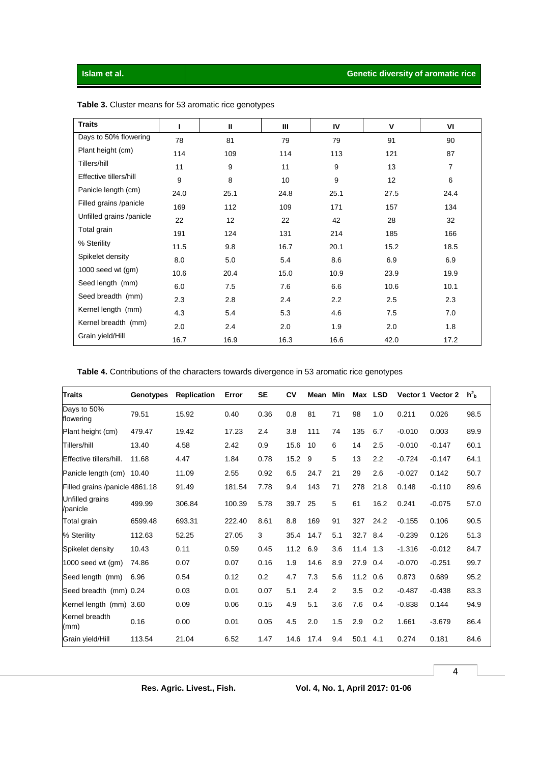**Table 3.** Cluster means for 53 aromatic rice genotypes

| Traits | I | II | III | IV | V | VI |
|---|---|---|---|---|---|---|
| Days to 50% flowering | 78 | 81 | 79 | 79 | 91 | 90 |
| Plant height (cm) | 114 | 109 | 114 | 113 | 121 | 87 |
| Tillers/hill | 11 | 9 | 11 | 9 | 13 | 7 |
| Effective tillers/hill | 9 | 8 | 10 | 9 | 12 | 6 |
| Panicle length (cm) | 24.0 | 25.1 | 24.8 | 25.1 | 27.5 | 24.4 |
| Filled grains /panicle | 169 | 112 | 109 | 171 | 157 | 134 |
| Unfilled grains /panicle | 22 | 12 | 22 | 42 | 28 | 32 |
| Total grain | 191 | 124 | 131 | 214 | 185 | 166 |
| % Sterility | 11.5 | 9.8 | 16.7 | 20.1 | 15.2 | 18.5 |
| Spikelet density | 8.0 | 5.0 | 5.4 | 8.6 | 6.9 | 6.9 |
| 1000 seed wt (gm) | 10.6 | 20.4 | 15.0 | 10.9 | 23.9 | 19.9 |
| Seed length (mm) | 6.0 | 7.5 | 7.6 | 6.6 | 10.6 | 10.1 |
| Seed breadth (mm) | 2.3 | 2.8 | 2.4 | 2.2 | 2.5 | 2.3 |
| Kernel length (mm) | 4.3 | 5.4 | 5.3 | 4.6 | 7.5 | 7.0 |
| Kernel breadth (mm) | 2.0 | 2.4 | 2.0 | 1.9 | 2.0 | 1.8 |
| Grain yield/Hill | 16.7 | 16.9 | 16.3 | 16.6 | 42.0 | 17.2 |

**Table 4.** Contributions of the characters towards divergence in 53 aromatic rice genotypes

| Traits | Genotypes | Replication | Error | SE | CV | Mean | Min | Max | LSD | Vector 1 | Vector 2 | $h^2_b$ |
|---|---|---|---|---|---|---|---|---|---|---|---|---|
| Days to 50% flowering | 79.51 | 15.92 | 0.40 | 0.36 | 0.8 | 81 | 71 | 98 | 1.0 | 0.211 | 0.026 | 98.5 |
| Plant height (cm) | 479.47 | 19.42 | 17.23 | 2.4 | 3.8 | 111 | 74 | 135 | 6.7 | -0.010 | 0.003 | 89.9 |
| Tillers/hill | 13.40 | 4.58 | 2.42 | 0.9 | 15.6 | 10 | 6 | 14 | 2.5 | -0.010 | -0.147 | 60.1 |
| Effective tillers/hill. | 11.68 | 4.47 | 1.84 | 0.78 | 15.2 | 9 | 5 | 13 | 2.2 | -0.724 | -0.147 | 64.1 |
| Panicle length (cm) | 10.40 | 11.09 | 2.55 | 0.92 | 6.5 | 24.7 | 21 | 29 | 2.6 | -0.027 | 0.142 | 50.7 |
| Filled grains /panicle | 4861.18 | 91.49 | 181.54 | 7.78 | 9.4 | 143 | 71 | 278 | 21.8 | 0.148 | -0.110 | 89.6 |
| Unfilled grains /panicle | 499.99 | 306.84 | 100.39 | 5.78 | 39.7 | 25 | 5 | 61 | 16.2 | 0.241 | -0.075 | 57.0 |
| Total grain | 6599.48 | 693.31 | 222.40 | 8.61 | 8.8 | 169 | 91 | 327 | 24.2 | -0.155 | 0.106 | 90.5 |
| % Sterility | 112.63 | 52.25 | 27.05 | 3 | 35.4 | 14.7 | 5.1 | 32.7 | 8.4 | -0.239 | 0.126 | 51.3 |
| Spikelet density | 10.43 | 0.11 | 0.59 | 0.45 | 11.2 | 6.9 | 3.6 | 11.4 | 1.3 | -1.316 | -0.012 | 84.7 |
| 1000 seed wt (gm) | 74.86 | 0.07 | 0.07 | 0.16 | 1.9 | 14.6 | 8.9 | 27.9 | 0.4 | -0.070 | -0.251 | 99.7 |
| Seed length (mm) | 6.96 | 0.54 | 0.12 | 0.2 | 4.7 | 7.3 | 5.6 | 11.2 | 0.6 | 0.873 | 0.689 | 95.2 |
| Seed breadth (mm) | 0.24 | 0.03 | 0.01 | 0.07 | 5.1 | 2.4 | 2 | 3.5 | 0.2 | -0.487 | -0.438 | 83.3 |
| Kernel length (mm) | 3.60 | 0.09 | 0.06 | 0.15 | 4.9 | 5.1 | 3.6 | 7.6 | 0.4 | -0.838 | 0.144 | 94.9 |
| Kernel breadth (mm) | 0.16 | 0.00 | 0.01 | 0.05 | 4.5 | 2.0 | 1.5 | 2.9 | 0.2 | 1.661 | -3.679 | 86.4 |
| Grain yield/Hill | 113.54 | 21.04 | 6.52 | 1.47 | 14.6 | 17.4 | 9.4 | 50.1 | 4.1 | 0.274 | 0.181 | 84.6 |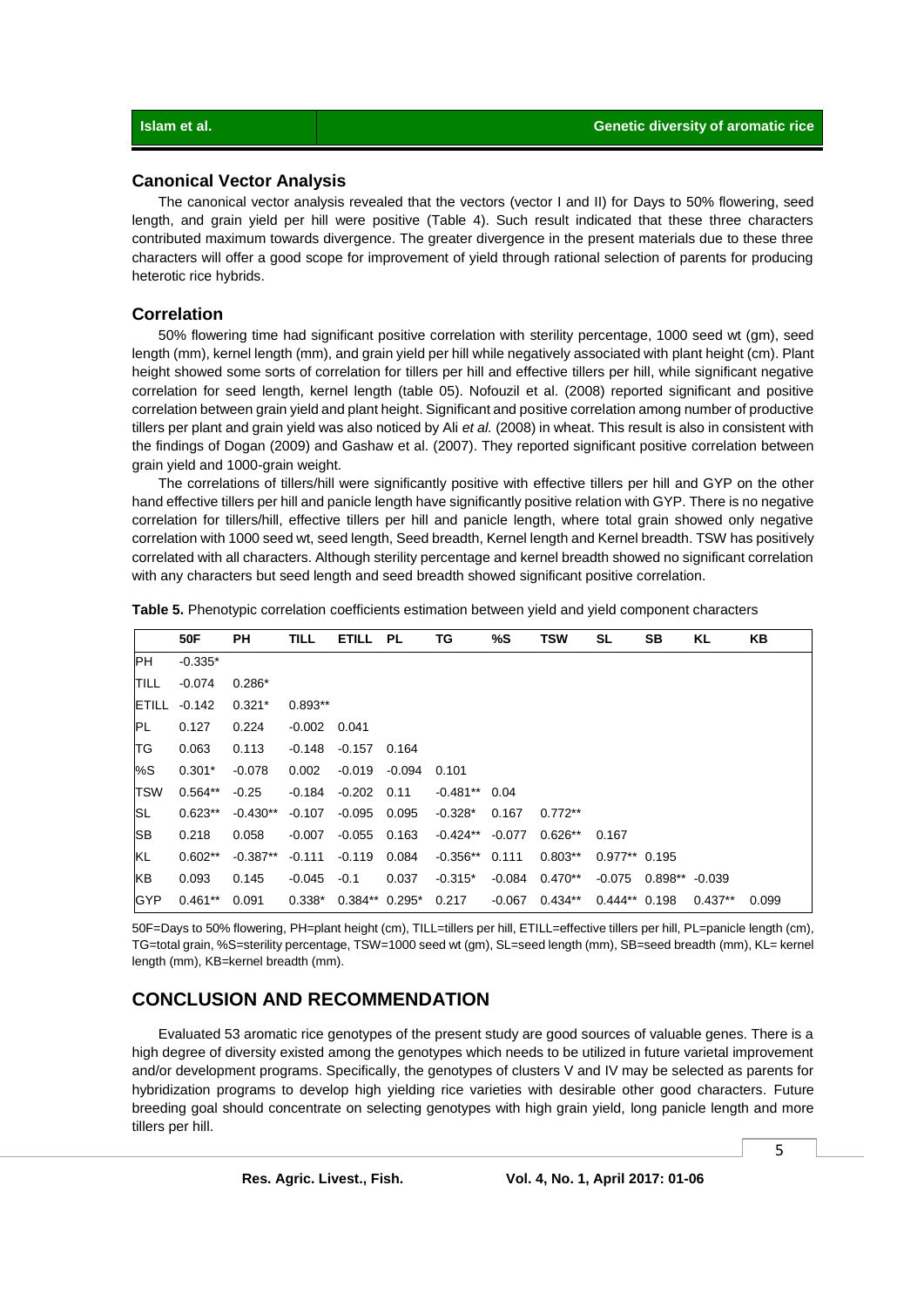### Canonical Vector Analysis

The canonical vector analysis revealed that the vectors (vector I and II) for Days to 50% flowering, seed length, and grain yield per hill were positive (Table 4). Such result indicated that these three characters contributed maximum towards divergence. The greater divergence in the present materials due to these three characters will offer a good scope for improvement of yield through rational selection of parents for producing heterotic rice hybrids.

### Correlation

50% flowering time had significant positive correlation with sterility percentage, 1000 seed wt (gm), seed length (mm), kernel length (mm), and grain yield per hill while negatively associated with plant height (cm). Plant height showed some sorts of correlation for tillers per hill and effective tillers per hill, while significant negative correlation for seed length, kernel length (table 05). Nofouzil et al. (2008) reported significant and positive correlation between grain yield and plant height. Significant and positive correlation among number of productive tillers per plant and grain yield was also noticed by Ali *et al.* (2008) in wheat. This result is also in consistent with the findings of Dogan (2009) and Gashaw et al. (2007). They reported significant positive correlation between grain yield and 1000-grain weight.

The correlations of tillers/hill were significantly positive with effective tillers per hill and GYP on the other hand effective tillers per hill and panicle length have significantly positive relation with GYP. There is no negative correlation for tillers/hill, effective tillers per hill and panicle length, where total grain showed only negative correlation with 1000 seed wt, seed length, Seed breadth, Kernel length and Kernel breadth. TSW has positively correlated with all characters. Although sterility percentage and kernel breadth showed no significant correlation with any characters but seed length and seed breadth showed significant positive correlation.

**Table 5.** Phenotypic correlation coefficients estimation between yield and yield component characters

| | 50F | PH | TILL | ETILL | PL | TG | %S | TSW | SL | SB | KL | KB |
|---|---|---|---|---|---|---|---|---|---|---|---|---|
| PH | -0.335* | | | | | | | | | | | |
| TILL | -0.074 | 0.286* | | | | | | | | | | |
| ETILL | -0.142 | 0.321* | 0.893** | | | | | | | | | |
| PL | 0.127 | 0.224 | -0.002 | 0.041 | | | | | | | | |
| TG | 0.063 | 0.113 | -0.148 | -0.157 | 0.164 | | | | | | | |
| %S | 0.301* | -0.078 | 0.002 | -0.019 | -0.094 | 0.101 | | | | | | |
| TSW | 0.564** | -0.25 | -0.184 | -0.202 | 0.11 | -0.481** | 0.04 | | | | | |
| SL | 0.623** | -0.430** | -0.107 | -0.095 | 0.095 | -0.328* | 0.167 | 0.772** | | | | |
| SB | 0.218 | 0.058 | -0.007 | -0.055 | 0.163 | -0.424** | -0.077 | 0.626** | 0.167 | | | |
| KL | 0.602** | -0.387** | -0.111 | -0.119 | 0.084 | -0.356** | 0.111 | 0.803** | 0.977** | 0.195 | | |
| KB | 0.093 | 0.145 | -0.045 | -0.1 | 0.037 | -0.315* | -0.084 | 0.470** | -0.075 | 0.898** | -0.039 | |
| GYP | 0.461** | 0.091 | 0.338* | 0.384** | 0.295* | 0.217 | -0.067 | 0.434** | 0.444** | 0.198 | 0.437** | 0.099 |

50F=Days to 50% flowering, PH=plant height (cm), TILL=tillers per hill, ETILL=effective tillers per hill, PL=panicle length (cm), TG=total grain, %S=sterility percentage, TSW=1000 seed wt (gm), SL=seed length (mm), SB=seed breadth (mm), KL= kernel length (mm), KB=kernel breadth (mm).

## CONCLUSION AND RECOMMENDATION

Evaluated 53 aromatic rice genotypes of the present study are good sources of valuable genes. There is a high degree of diversity existed among the genotypes which needs to be utilized in future varietal improvement and/or development programs. Specifically, the genotypes of clusters V and IV may be selected as parents for hybridization programs to develop high yielding rice varieties with desirable other good characters. Future breeding goal should concentrate on selecting genotypes with high grain yield, long panicle length and more tillers per hill.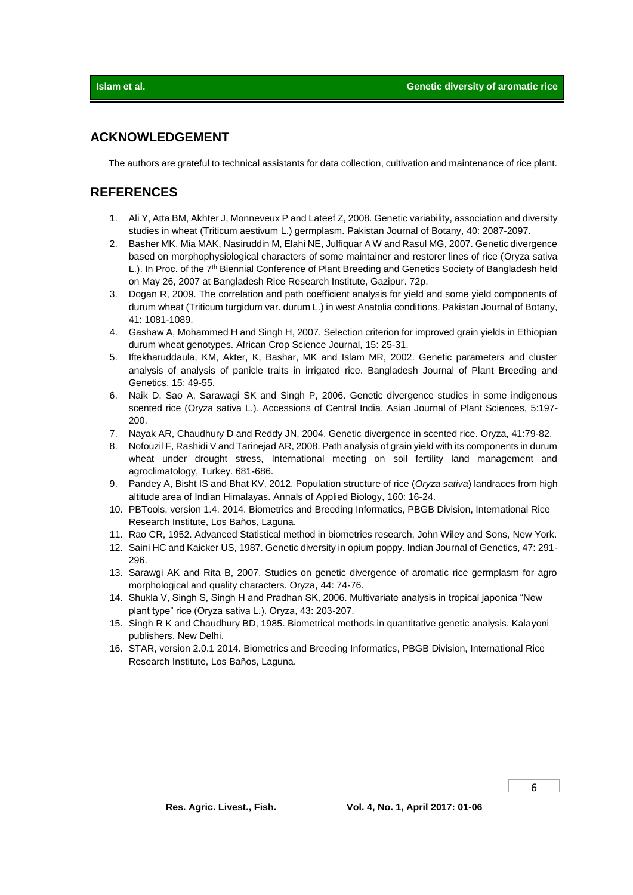## ACKNOWLEDGEMENT

The authors are grateful to technical assistants for data collection, cultivation and maintenance of rice plant.

## REFERENCES

1. Ali Y, Atta BM, Akhter J, Monneveux P and Lateef Z, 2008. Genetic variability, association and diversity studies in wheat (Triticum aestivum L.) germplasm. Pakistan Journal of Botany, 40: 2087-2097.
2. Basher MK, Mia MAK, Nasiruddin M, Elahi NE, Julfiquar A W and Rasul MG, 2007. Genetic divergence based on morphophysiological characters of some maintainer and restorer lines of rice (Oryza sativa L.). In Proc. of the 7th Biennial Conference of Plant Breeding and Genetics Society of Bangladesh held on May 26, 2007 at Bangladesh Rice Research Institute, Gazipur. 72p.
3. Dogan R, 2009. The correlation and path coefficient analysis for yield and some yield components of durum wheat (Triticum turgidum var. durum L.) in west Anatolia conditions. Pakistan Journal of Botany, 41: 1081-1089.
4. Gashaw A, Mohammed H and Singh H, 2007. Selection criterion for improved grain yields in Ethiopian durum wheat genotypes. African Crop Science Journal, 15: 25-31.
5. Iftekharuddaula, KM, Akter, K, Bashar, MK and Islam MR, 2002. Genetic parameters and cluster analysis of analysis of panicle traits in irrigated rice. Bangladesh Journal of Plant Breeding and Genetics, 15: 49-55.
6. Naik D, Sao A, Sarawagi SK and Singh P, 2006. Genetic divergence studies in some indigenous scented rice (Oryza sativa L.). Accessions of Central India. Asian Journal of Plant Sciences, 5:197-200.
7. Nayak AR, Chaudhury D and Reddy JN, 2004. Genetic divergence in scented rice. Oryza, 41:79-82.
8. Nofouzil F, Rashidi V and Tarinejad AR, 2008. Path analysis of grain yield with its components in durum wheat under drought stress, International meeting on soil fertility land management and agroclimatology, Turkey. 681-686.
9. Pandey A, Bisht IS and Bhat KV, 2012. Population structure of rice (*Oryza sativa*) landraces from high altitude area of Indian Himalayas. Annals of Applied Biology, 160: 16-24.
10. PBTools, version 1.4. 2014. Biometrics and Breeding Informatics, PBGB Division, International Rice Research Institute, Los Baños, Laguna.
11. Rao CR, 1952. Advanced Statistical method in biometries research, John Wiley and Sons, New York.
12. Saini HC and Kaicker US, 1987. Genetic diversity in opium poppy. Indian Journal of Genetics, 47: 291-296.
13. Sarawgi AK and Rita B, 2007. Studies on genetic divergence of aromatic rice germplasm for agro morphological and quality characters. Oryza, 44: 74-76.
14. Shukla V, Singh S, Singh H and Pradhan SK, 2006. Multivariate analysis in tropical japonica "New plant type" rice (Oryza sativa L.). Oryza, 43: 203-207.
15. Singh R K and Chaudhury BD, 1985. Biometrical methods in quantitative genetic analysis. Kalayoni publishers. New Delhi.
16. STAR, version 2.0.1 2014. Biometrics and Breeding Informatics, PBGB Division, International Rice Research Institute, Los Baños, Laguna.